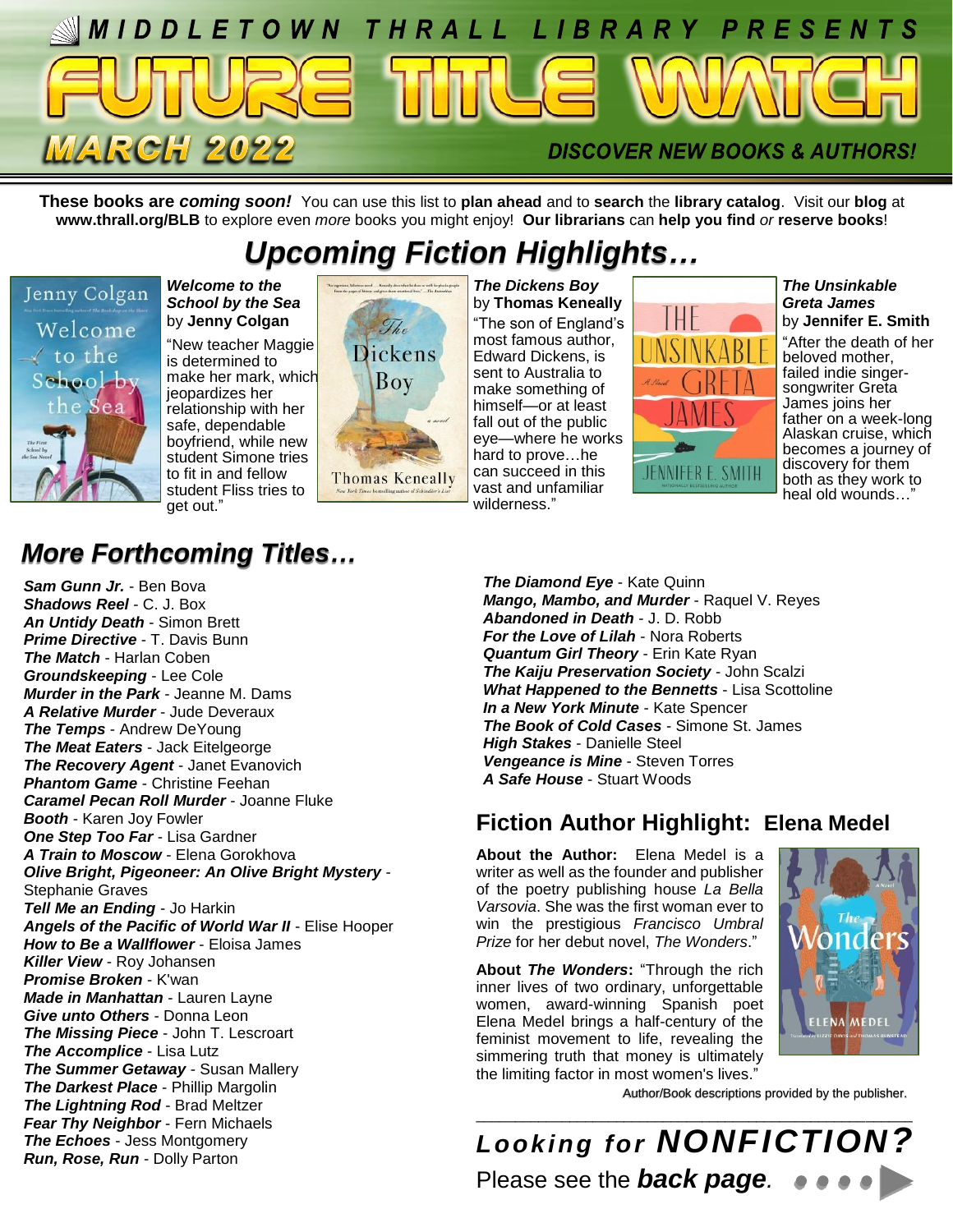# MIDDLETOWN THRALL LIBRARY PRESENTS

# FUTURE TITLE WATCH

**MARCH 2022**

**DISCOVER NEW BOOKS & AUTHORS!**

**These books are *coming soon!*** You can use this list to **plan ahead** and to **search** the **library catalog**. Visit our **blog** at **www.thrall.org/BLB** to explore even *more* books you might enjoy! **Our librarians** can **help you find** *or* **reserve books**!

## *Upcoming Fiction Highlights…*

***Welcome to the School by the Sea*** by **Jenny Colgan**
"New teacher Maggie is determined to make her mark, which jeopardizes her relationship with her safe, dependable boyfriend, while new student Simone tries to fit in and fellow student Fliss tries to get out."

***The Dickens Boy*** by **Thomas Keneally**
"The son of England's most famous author, Edward Dickens, is sent to Australia to make something of himself—or at least fall out of the public eye—where he works hard to prove…he can succeed in this vast and unfamiliar wilderness."

***The Unsinkable Greta James*** by **Jennifer E. Smith**
"After the death of her beloved mother, failed indie singer-songwriter Greta James joins her father on a week-long Alaskan cruise, which becomes a journey of discovery for them both as they work to heal old wounds…"

## *More Forthcoming Titles…*

***Sam Gunn Jr.*** - Ben Bova
***Shadows Reel*** - C. J. Box
***An Untidy Death*** - Simon Brett
***Prime Directive*** - T. Davis Bunn
***The Match*** - Harlan Coben
***Groundskeeping*** - Lee Cole
***Murder in the Park*** - Jeanne M. Dams
***A Relative Murder*** - Jude Deveraux
***The Temps*** - Andrew DeYoung
***The Meat Eaters*** - Jack Eitelgeorge
***The Recovery Agent*** - Janet Evanovich
***Phantom Game*** - Christine Feehan
***Caramel Pecan Roll Murder*** - Joanne Fluke
***Booth*** - Karen Joy Fowler
***One Step Too Far*** - Lisa Gardner
***A Train to Moscow*** - Elena Gorokhova
***Olive Bright, Pigeoneer: An Olive Bright Mystery*** - Stephanie Graves
***Tell Me an Ending*** - Jo Harkin
***Angels of the Pacific of World War II*** - Elise Hooper
***How to Be a Wallflower*** - Eloisa James
***Killer View*** - Roy Johansen
***Promise Broken*** - K'wan
***Made in Manhattan*** - Lauren Layne
***Give unto Others*** - Donna Leon
***The Missing Piece*** - John T. Lescroart
***The Accomplice*** - Lisa Lutz
***The Summer Getaway*** - Susan Mallery
***The Darkest Place*** - Phillip Margolin
***The Lightning Rod*** - Brad Meltzer
***Fear Thy Neighbor*** - Fern Michaels
***The Echoes*** - Jess Montgomery
***Run, Rose, Run*** - Dolly Parton
***The Diamond Eye*** - Kate Quinn
***Mango, Mambo, and Murder*** - Raquel V. Reyes
***Abandoned in Death*** - J. D. Robb
***For the Love of Lilah*** - Nora Roberts
***Quantum Girl Theory*** - Erin Kate Ryan
***The Kaiju Preservation Society*** - John Scalzi
***What Happened to the Bennetts*** - Lisa Scottoline
***In a New York Minute*** - Kate Spencer
***The Book of Cold Cases*** - Simone St. James
***High Stakes*** - Danielle Steel
***Vengeance is Mine*** - Steven Torres
***A Safe House*** - Stuart Woods

## Fiction Author Highlight: Elena Medel

**About the Author:** Elena Medel is a writer as well as the founder and publisher of the poetry publishing house *La Bella Varsovia*. She was the first woman ever to win the prestigious *Francisco Umbral Prize* for her debut novel, *The Wonders*."

**About *The Wonders*:** "Through the rich inner lives of two ordinary, unforgettable women, award-winning Spanish poet Elena Medel brings a half-century of the feminist movement to life, revealing the simmering truth that money is ultimately the limiting factor in most women's lives."

Author/Book descriptions provided by the publisher.

## *Looking for NONFICTION?*

Please see the ***back page***.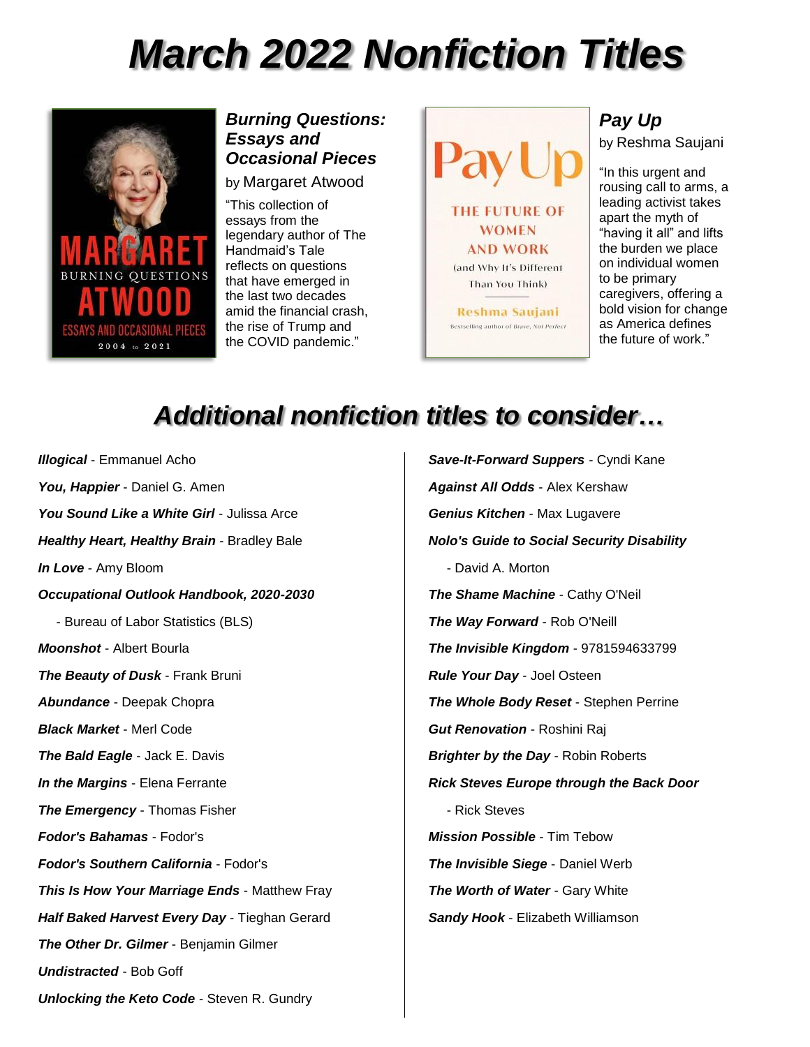# March 2022 Nonfiction Titles

### *Burning Questions: Essays and Occasional Pieces*

by Margaret Atwood

"This collection of essays from the legendary author of The Handmaid's Tale reflects on questions that have emerged in the last two decades amid the financial crash, the rise of Trump and the COVID pandemic."

### *Pay Up*

by Reshma Saujani

"In this urgent and rousing call to arms, a leading activist takes apart the myth of "having it all" and lifts the burden we place on individual women to be primary caregivers, offering a bold vision for change as America defines the future of work."

## *Additional nonfiction titles to consider…*

***Illogical*** - Emmanuel Acho

***You, Happier*** - Daniel G. Amen

***You Sound Like a White Girl*** - Julissa Arce

***Healthy Heart, Healthy Brain*** - Bradley Bale

***In Love*** - Amy Bloom

***Occupational Outlook Handbook, 2020-2030*** - Bureau of Labor Statistics (BLS)

***Moonshot*** - Albert Bourla

***The Beauty of Dusk*** - Frank Bruni

***Abundance*** - Deepak Chopra

***Black Market*** - Merl Code

***The Bald Eagle*** - Jack E. Davis

***In the Margins*** - Elena Ferrante

***The Emergency*** - Thomas Fisher

***Fodor's Bahamas*** - Fodor's

***Fodor's Southern California*** - Fodor's

***This Is How Your Marriage Ends*** - Matthew Fray

***Half Baked Harvest Every Day*** - Tieghan Gerard

***The Other Dr. Gilmer*** - Benjamin Gilmer

***Undistracted*** - Bob Goff

***Unlocking the Keto Code*** - Steven R. Gundry

***Save-It-Forward Suppers*** - Cyndi Kane

***Against All Odds*** - Alex Kershaw

***Genius Kitchen*** - Max Lugavere

***Nolo's Guide to Social Security Disability*** - David A. Morton

***The Shame Machine*** - Cathy O'Neil

***The Way Forward*** - Rob O'Neill

***The Invisible Kingdom*** - 9781594633799

***Rule Your Day*** - Joel Osteen

***The Whole Body Reset*** - Stephen Perrine

***Gut Renovation*** - Roshini Raj

***Brighter by the Day*** - Robin Roberts

***Rick Steves Europe through the Back Door*** - Rick Steves

***Mission Possible*** - Tim Tebow

***The Invisible Siege*** - Daniel Werb

***The Worth of Water*** - Gary White

***Sandy Hook*** - Elizabeth Williamson